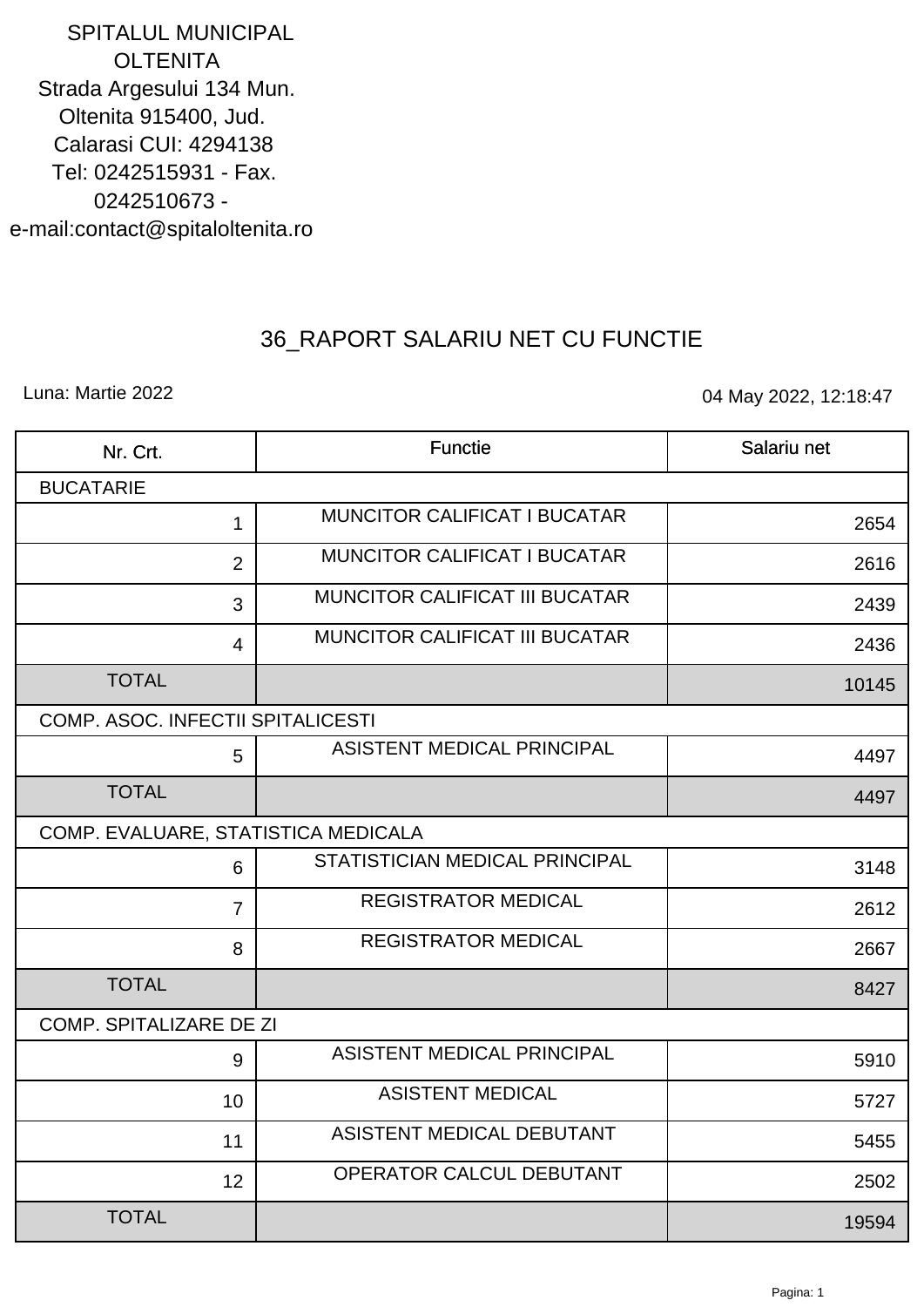SPITALUL MUNICIPAL OLTENITA
Strada Argesului 134 Mun. Oltenita 915400, Jud. Calarasi CUI: 4294138
Tel: 0242515931 - Fax. 0242510673 -
e-mail:contact@spitaloltenita.ro

# 36_RAPORT SALARIU NET CU FUNCTIE

Luna: Martie 2022

04 May 2022, 12:18:47

| Nr. Crt. | Functie | Salariu net |
|---|---|---|
| BUCATARIE | | |
| 1 | MUNCITOR CALIFICAT I BUCATAR | 2654 |
| 2 | MUNCITOR CALIFICAT I BUCATAR | 2616 |
| 3 | MUNCITOR CALIFICAT III BUCATAR | 2439 |
| 4 | MUNCITOR CALIFICAT III BUCATAR | 2436 |
| TOTAL | | 10145 |
| COMP. ASOC. INFECTII SPITALICESTI | | |
| 5 | ASISTENT MEDICAL PRINCIPAL | 4497 |
| TOTAL | | 4497 |
| COMP. EVALUARE, STATISTICA MEDICALA | | |
| 6 | STATISTICIAN MEDICAL PRINCIPAL | 3148 |
| 7 | REGISTRATOR MEDICAL | 2612 |
| 8 | REGISTRATOR MEDICAL | 2667 |
| TOTAL | | 8427 |
| COMP. SPITALIZARE DE ZI | | |
| 9 | ASISTENT MEDICAL PRINCIPAL | 5910 |
| 10 | ASISTENT MEDICAL | 5727 |
| 11 | ASISTENT MEDICAL DEBUTANT | 5455 |
| 12 | OPERATOR CALCUL DEBUTANT | 2502 |
| TOTAL | | 19594 |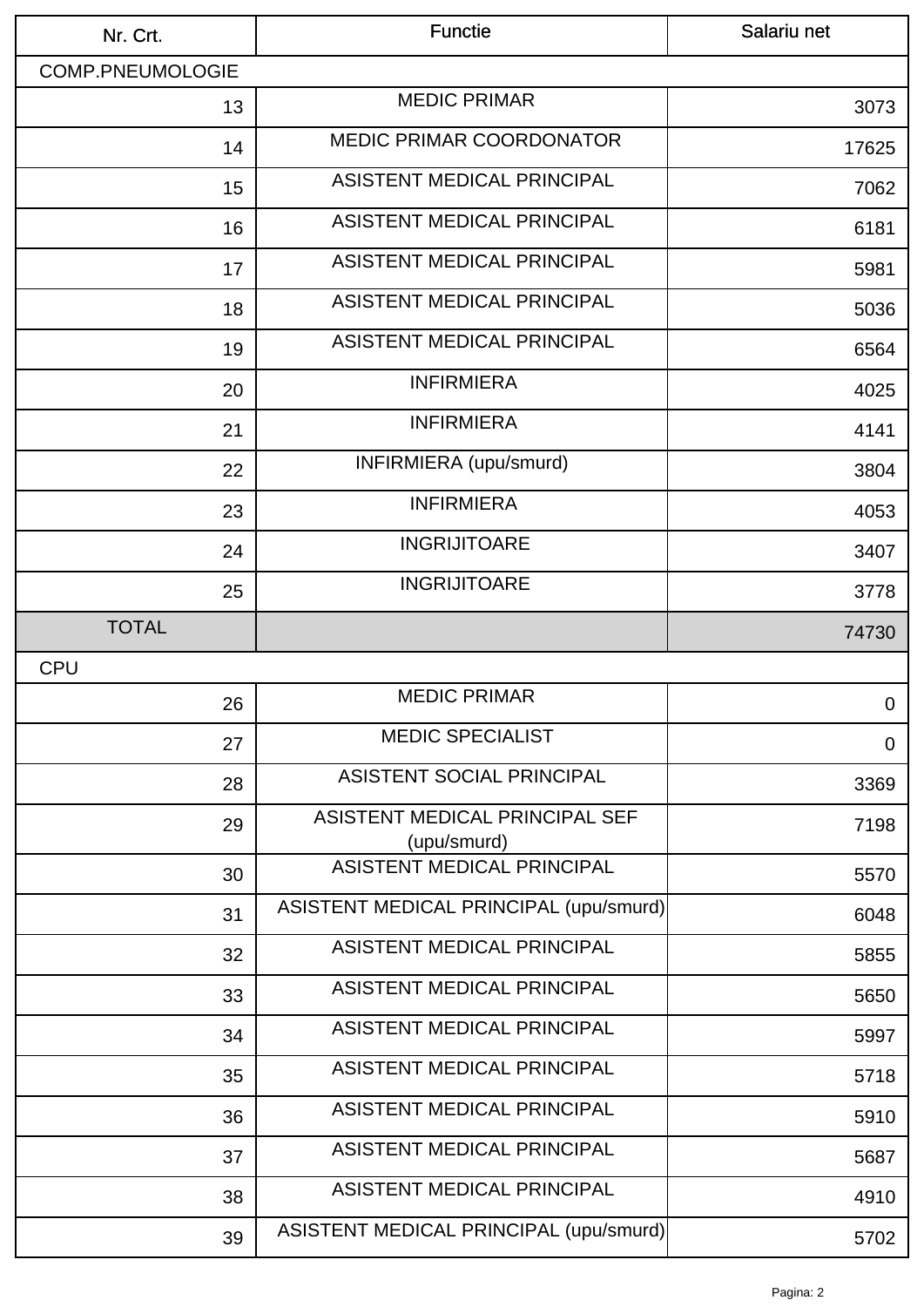| Nr. Crt. | Functie | Salariu net |
|---|---|---|
| COMP.PNEUMOLOGIE | | |
| 13 | MEDIC PRIMAR | 3073 |
| 14 | MEDIC PRIMAR COORDONATOR | 17625 |
| 15 | ASISTENT MEDICAL PRINCIPAL | 7062 |
| 16 | ASISTENT MEDICAL PRINCIPAL | 6181 |
| 17 | ASISTENT MEDICAL PRINCIPAL | 5981 |
| 18 | ASISTENT MEDICAL PRINCIPAL | 5036 |
| 19 | ASISTENT MEDICAL PRINCIPAL | 6564 |
| 20 | INFIRMIERA | 4025 |
| 21 | INFIRMIERA | 4141 |
| 22 | INFIRMIERA (upu/smurd) | 3804 |
| 23 | INFIRMIERA | 4053 |
| 24 | INGRIJITOARE | 3407 |
| 25 | INGRIJITOARE | 3778 |
| TOTAL | | 74730 |
| CPU | | |
| 26 | MEDIC PRIMAR | 0 |
| 27 | MEDIC SPECIALIST | 0 |
| 28 | ASISTENT SOCIAL PRINCIPAL | 3369 |
| 29 | ASISTENT MEDICAL PRINCIPAL SEF (upu/smurd) | 7198 |
| 30 | ASISTENT MEDICAL PRINCIPAL | 5570 |
| 31 | ASISTENT MEDICAL PRINCIPAL (upu/smurd) | 6048 |
| 32 | ASISTENT MEDICAL PRINCIPAL | 5855 |
| 33 | ASISTENT MEDICAL PRINCIPAL | 5650 |
| 34 | ASISTENT MEDICAL PRINCIPAL | 5997 |
| 35 | ASISTENT MEDICAL PRINCIPAL | 5718 |
| 36 | ASISTENT MEDICAL PRINCIPAL | 5910 |
| 37 | ASISTENT MEDICAL PRINCIPAL | 5687 |
| 38 | ASISTENT MEDICAL PRINCIPAL | 4910 |
| 39 | ASISTENT MEDICAL PRINCIPAL (upu/smurd) | 5702 |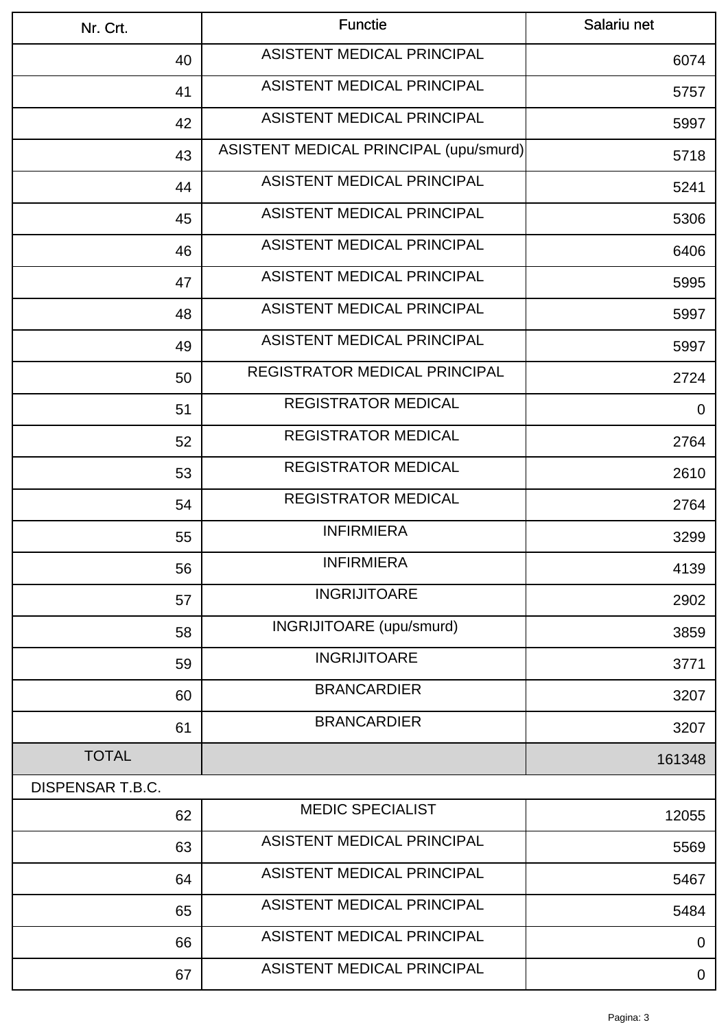| Nr. Crt. | Functie | Salariu net |
|---|---|---|
| 40 | ASISTENT MEDICAL PRINCIPAL | 6074 |
| 41 | ASISTENT MEDICAL PRINCIPAL | 5757 |
| 42 | ASISTENT MEDICAL PRINCIPAL | 5997 |
| 43 | ASISTENT MEDICAL PRINCIPAL (upu/smurd) | 5718 |
| 44 | ASISTENT MEDICAL PRINCIPAL | 5241 |
| 45 | ASISTENT MEDICAL PRINCIPAL | 5306 |
| 46 | ASISTENT MEDICAL PRINCIPAL | 6406 |
| 47 | ASISTENT MEDICAL PRINCIPAL | 5995 |
| 48 | ASISTENT MEDICAL PRINCIPAL | 5997 |
| 49 | ASISTENT MEDICAL PRINCIPAL | 5997 |
| 50 | REGISTRATOR MEDICAL PRINCIPAL | 2724 |
| 51 | REGISTRATOR MEDICAL | 0 |
| 52 | REGISTRATOR MEDICAL | 2764 |
| 53 | REGISTRATOR MEDICAL | 2610 |
| 54 | REGISTRATOR MEDICAL | 2764 |
| 55 | INFIRMIERA | 3299 |
| 56 | INFIRMIERA | 4139 |
| 57 | INGRIJITOARE | 2902 |
| 58 | INGRIJITOARE (upu/smurd) | 3859 |
| 59 | INGRIJITOARE | 3771 |
| 60 | BRANCARDIER | 3207 |
| 61 | BRANCARDIER | 3207 |
| TOTAL | | 161348 |
| DISPENSAR T.B.C. | | |
| 62 | MEDIC SPECIALIST | 12055 |
| 63 | ASISTENT MEDICAL PRINCIPAL | 5569 |
| 64 | ASISTENT MEDICAL PRINCIPAL | 5467 |
| 65 | ASISTENT MEDICAL PRINCIPAL | 5484 |
| 66 | ASISTENT MEDICAL PRINCIPAL | 0 |
| 67 | ASISTENT MEDICAL PRINCIPAL | 0 |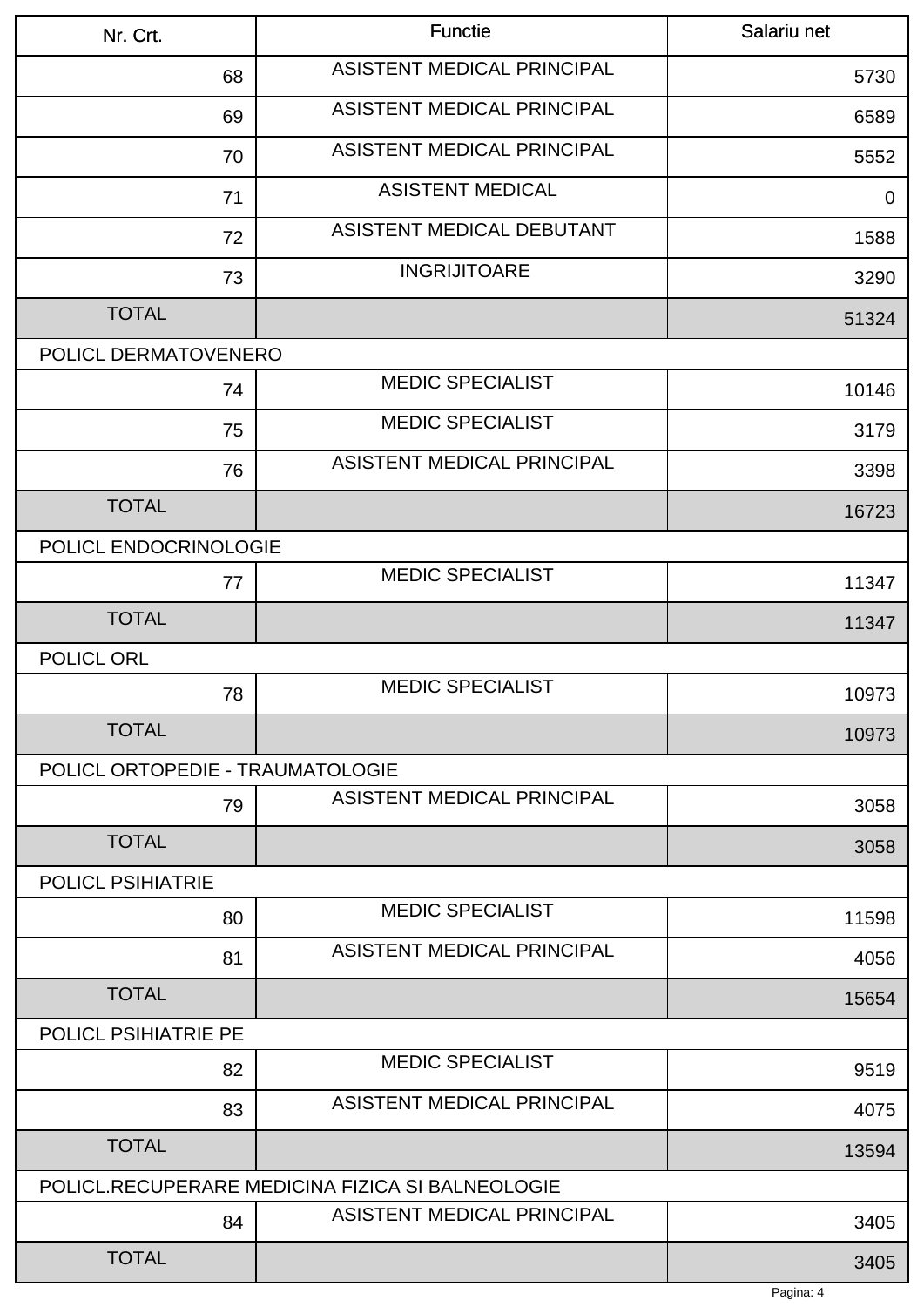| Nr. Crt. | Functie | Salariu net |
|---|---|---|
| 68 | ASISTENT MEDICAL PRINCIPAL | 5730 |
| 69 | ASISTENT MEDICAL PRINCIPAL | 6589 |
| 70 | ASISTENT MEDICAL PRINCIPAL | 5552 |
| 71 | ASISTENT MEDICAL | 0 |
| 72 | ASISTENT MEDICAL DEBUTANT | 1588 |
| 73 | INGRIJITOARE | 3290 |
| TOTAL | | 51324 |
| POLICL DERMATOVENERO | | |
| 74 | MEDIC SPECIALIST | 10146 |
| 75 | MEDIC SPECIALIST | 3179 |
| 76 | ASISTENT MEDICAL PRINCIPAL | 3398 |
| TOTAL | | 16723 |
| POLICL ENDOCRINOLOGIE | | |
| 77 | MEDIC SPECIALIST | 11347 |
| TOTAL | | 11347 |
| POLICL ORL | | |
| 78 | MEDIC SPECIALIST | 10973 |
| TOTAL | | 10973 |
| POLICL ORTOPEDIE - TRAUMATOLOGIE | | |
| 79 | ASISTENT MEDICAL PRINCIPAL | 3058 |
| TOTAL | | 3058 |
| POLICL PSIHIATRIE | | |
| 80 | MEDIC SPECIALIST | 11598 |
| 81 | ASISTENT MEDICAL PRINCIPAL | 4056 |
| TOTAL | | 15654 |
| POLICL PSIHIATRIE PE | | |
| 82 | MEDIC SPECIALIST | 9519 |
| 83 | ASISTENT MEDICAL PRINCIPAL | 4075 |
| TOTAL | | 13594 |
| POLICL.RECUPERARE MEDICINA FIZICA SI BALNEOLOGIE | | |
| 84 | ASISTENT MEDICAL PRINCIPAL | 3405 |
| TOTAL | | 3405 |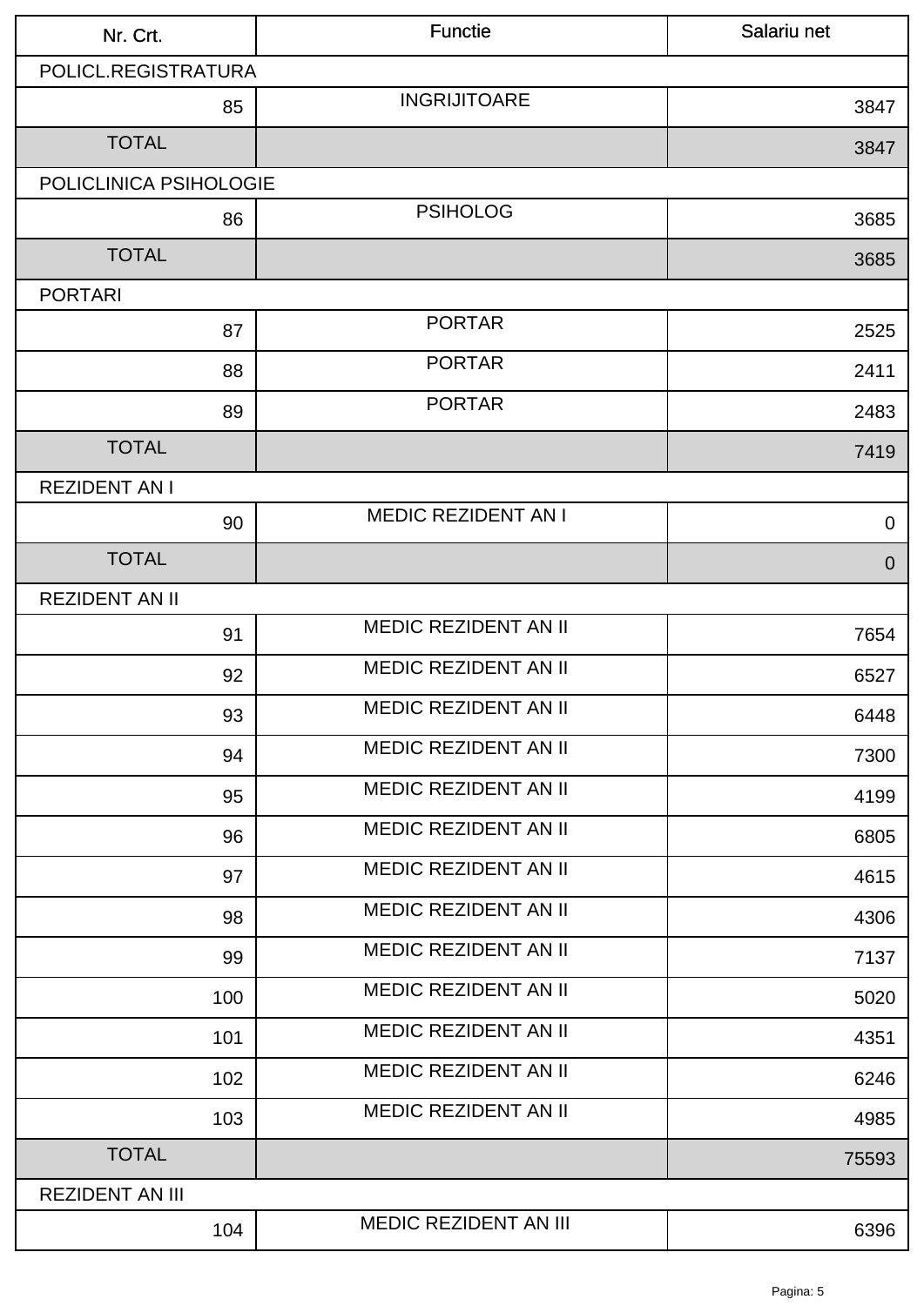| Nr. Crt. | Functie | Salariu net |
|---|---|---|
| POLICL.REGISTRATURA | | |
| 85 | INGRIJITOARE | 3847 |
| TOTAL | | 3847 |
| POLICLINICA PSIHOLOGIE | | |
| 86 | PSIHOLOG | 3685 |
| TOTAL | | 3685 |
| PORTARI | | |
| 87 | PORTAR | 2525 |
| 88 | PORTAR | 2411 |
| 89 | PORTAR | 2483 |
| TOTAL | | 7419 |
| REZIDENT AN I | | |
| 90 | MEDIC REZIDENT AN I | 0 |
| TOTAL | | 0 |
| REZIDENT AN II | | |
| 91 | MEDIC REZIDENT AN II | 7654 |
| 92 | MEDIC REZIDENT AN II | 6527 |
| 93 | MEDIC REZIDENT AN II | 6448 |
| 94 | MEDIC REZIDENT AN II | 7300 |
| 95 | MEDIC REZIDENT AN II | 4199 |
| 96 | MEDIC REZIDENT AN II | 6805 |
| 97 | MEDIC REZIDENT AN II | 4615 |
| 98 | MEDIC REZIDENT AN II | 4306 |
| 99 | MEDIC REZIDENT AN II | 7137 |
| 100 | MEDIC REZIDENT AN II | 5020 |
| 101 | MEDIC REZIDENT AN II | 4351 |
| 102 | MEDIC REZIDENT AN II | 6246 |
| 103 | MEDIC REZIDENT AN II | 4985 |
| TOTAL | | 75593 |
| REZIDENT AN III | | |
| 104 | MEDIC REZIDENT AN III | 6396 |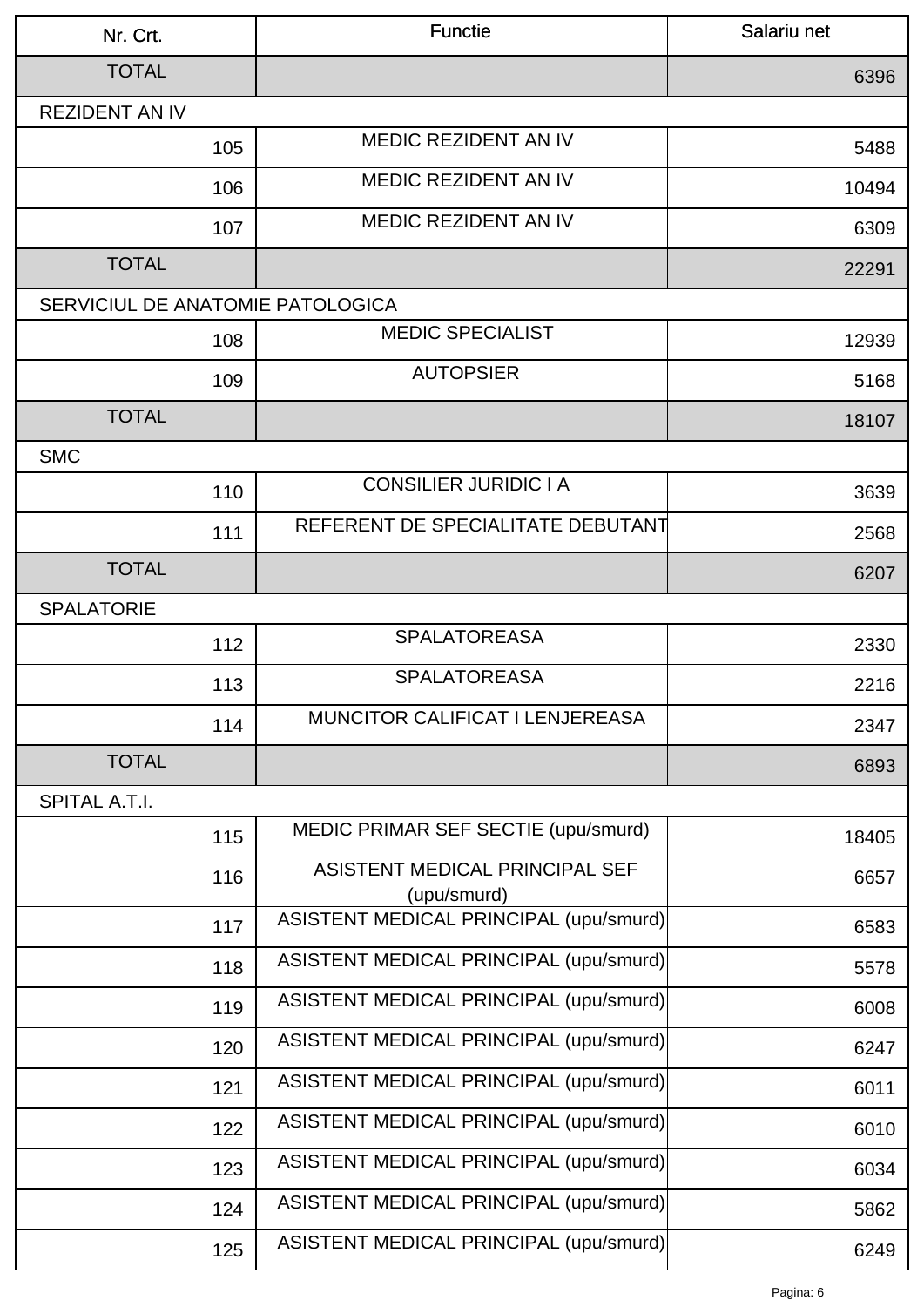| Nr. Crt. | Functie | Salariu net |
|---|---|---|
| TOTAL | | 6396 |
| REZIDENT AN IV | | |
| 105 | MEDIC REZIDENT AN IV | 5488 |
| 106 | MEDIC REZIDENT AN IV | 10494 |
| 107 | MEDIC REZIDENT AN IV | 6309 |
| TOTAL | | 22291 |
| SERVICIUL DE ANATOMIE PATOLOGICA | | |
| 108 | MEDIC SPECIALIST | 12939 |
| 109 | AUTOPSIER | 5168 |
| TOTAL | | 18107 |
| SMC | | |
| 110 | CONSILIER JURIDIC I A | 3639 |
| 111 | REFERENT DE SPECIALITATE DEBUTANT | 2568 |
| TOTAL | | 6207 |
| SPALATORIE | | |
| 112 | SPALATOREASA | 2330 |
| 113 | SPALATOREASA | 2216 |
| 114 | MUNCITOR CALIFICAT I LENJEREASA | 2347 |
| TOTAL | | 6893 |
| SPITAL A.T.I. | | |
| 115 | MEDIC PRIMAR SEF SECTIE (upu/smurd) | 18405 |
| 116 | ASISTENT MEDICAL PRINCIPAL SEF (upu/smurd) | 6657 |
| 117 | ASISTENT MEDICAL PRINCIPAL (upu/smurd) | 6583 |
| 118 | ASISTENT MEDICAL PRINCIPAL (upu/smurd) | 5578 |
| 119 | ASISTENT MEDICAL PRINCIPAL (upu/smurd) | 6008 |
| 120 | ASISTENT MEDICAL PRINCIPAL (upu/smurd) | 6247 |
| 121 | ASISTENT MEDICAL PRINCIPAL (upu/smurd) | 6011 |
| 122 | ASISTENT MEDICAL PRINCIPAL (upu/smurd) | 6010 |
| 123 | ASISTENT MEDICAL PRINCIPAL (upu/smurd) | 6034 |
| 124 | ASISTENT MEDICAL PRINCIPAL (upu/smurd) | 5862 |
| 125 | ASISTENT MEDICAL PRINCIPAL (upu/smurd) | 6249 |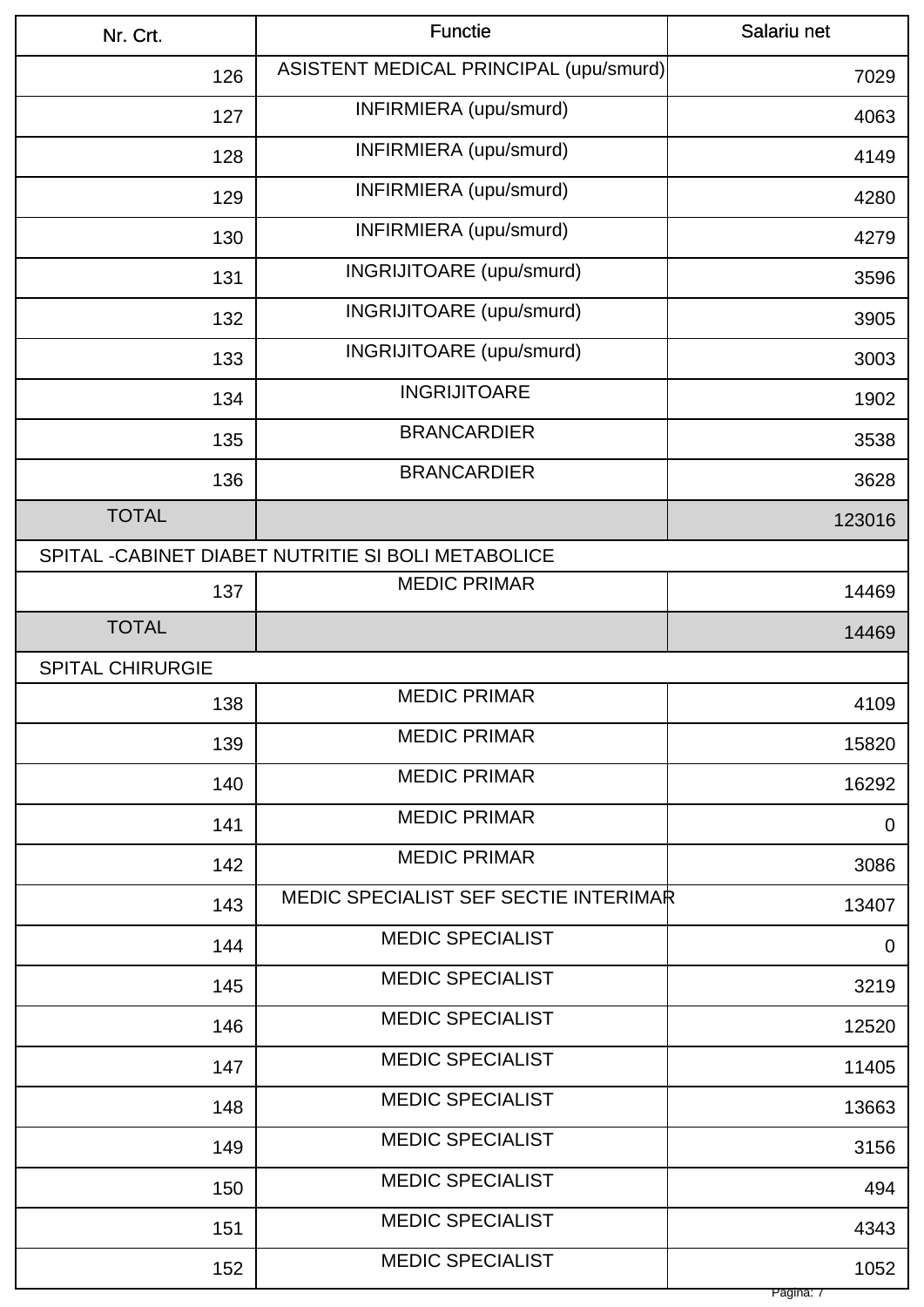| Nr. Crt. | Functie | Salariu net |
|---|---|---|
| 126 | ASISTENT MEDICAL PRINCIPAL (upu/smurd) | 7029 |
| 127 | INFIRMIERA (upu/smurd) | 4063 |
| 128 | INFIRMIERA (upu/smurd) | 4149 |
| 129 | INFIRMIERA (upu/smurd) | 4280 |
| 130 | INFIRMIERA (upu/smurd) | 4279 |
| 131 | INGRIJITOARE (upu/smurd) | 3596 |
| 132 | INGRIJITOARE (upu/smurd) | 3905 |
| 133 | INGRIJITOARE (upu/smurd) | 3003 |
| 134 | INGRIJITOARE | 1902 |
| 135 | BRANCARDIER | 3538 |
| 136 | BRANCARDIER | 3628 |
| TOTAL | | 123016 |
| SPITAL -CABINET DIABET NUTRITIE SI BOLI METABOLICE | | |
| 137 | MEDIC PRIMAR | 14469 |
| TOTAL | | 14469 |
| SPITAL CHIRURGIE | | |
| 138 | MEDIC PRIMAR | 4109 |
| 139 | MEDIC PRIMAR | 15820 |
| 140 | MEDIC PRIMAR | 16292 |
| 141 | MEDIC PRIMAR | 0 |
| 142 | MEDIC PRIMAR | 3086 |
| 143 | MEDIC SPECIALIST SEF SECTIE INTERIMAR | 13407 |
| 144 | MEDIC SPECIALIST | 0 |
| 145 | MEDIC SPECIALIST | 3219 |
| 146 | MEDIC SPECIALIST | 12520 |
| 147 | MEDIC SPECIALIST | 11405 |
| 148 | MEDIC SPECIALIST | 13663 |
| 149 | MEDIC SPECIALIST | 3156 |
| 150 | MEDIC SPECIALIST | 494 |
| 151 | MEDIC SPECIALIST | 4343 |
| 152 | MEDIC SPECIALIST | 1052 |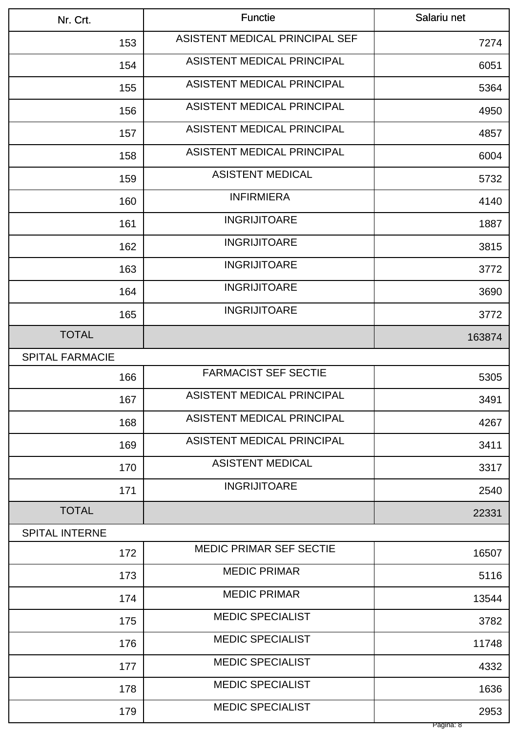| Nr. Crt. | Functie | Salariu net |
|---|---|---|
| 153 | ASISTENT MEDICAL PRINCIPAL SEF | 7274 |
| 154 | ASISTENT MEDICAL PRINCIPAL | 6051 |
| 155 | ASISTENT MEDICAL PRINCIPAL | 5364 |
| 156 | ASISTENT MEDICAL PRINCIPAL | 4950 |
| 157 | ASISTENT MEDICAL PRINCIPAL | 4857 |
| 158 | ASISTENT MEDICAL PRINCIPAL | 6004 |
| 159 | ASISTENT MEDICAL | 5732 |
| 160 | INFIRMIERA | 4140 |
| 161 | INGRIJITOARE | 1887 |
| 162 | INGRIJITOARE | 3815 |
| 163 | INGRIJITOARE | 3772 |
| 164 | INGRIJITOARE | 3690 |
| 165 | INGRIJITOARE | 3772 |
| TOTAL | | 163874 |
| SPITAL FARMACIE | | |
| 166 | FARMACIST SEF SECTIE | 5305 |
| 167 | ASISTENT MEDICAL PRINCIPAL | 3491 |
| 168 | ASISTENT MEDICAL PRINCIPAL | 4267 |
| 169 | ASISTENT MEDICAL PRINCIPAL | 3411 |
| 170 | ASISTENT MEDICAL | 3317 |
| 171 | INGRIJITOARE | 2540 |
| TOTAL | | 22331 |
| SPITAL INTERNE | | |
| 172 | MEDIC PRIMAR SEF SECTIE | 16507 |
| 173 | MEDIC PRIMAR | 5116 |
| 174 | MEDIC PRIMAR | 13544 |
| 175 | MEDIC SPECIALIST | 3782 |
| 176 | MEDIC SPECIALIST | 11748 |
| 177 | MEDIC SPECIALIST | 4332 |
| 178 | MEDIC SPECIALIST | 1636 |
| 179 | MEDIC SPECIALIST | 2953 |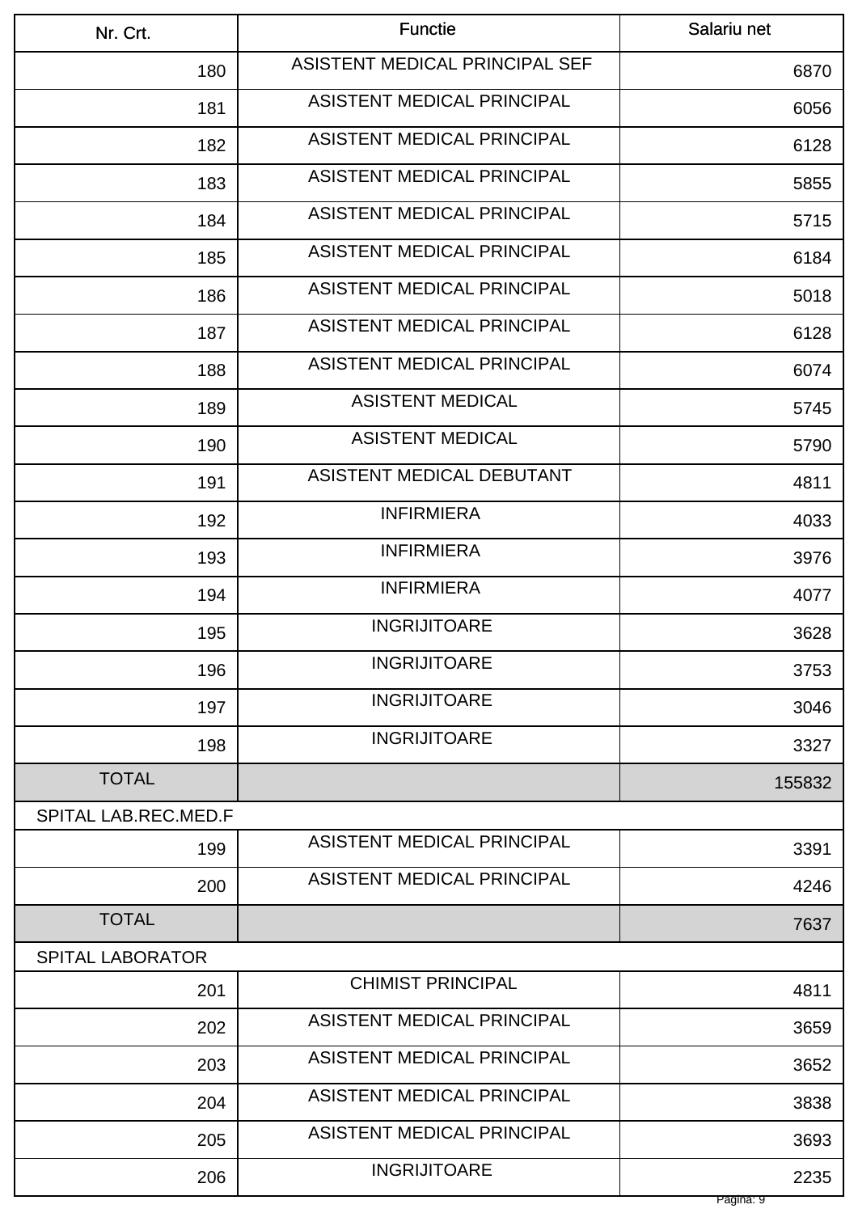| Nr. Crt. | Functie | Salariu net |
|---|---|---|
| 180 | ASISTENT MEDICAL PRINCIPAL SEF | 6870 |
| 181 | ASISTENT MEDICAL PRINCIPAL | 6056 |
| 182 | ASISTENT MEDICAL PRINCIPAL | 6128 |
| 183 | ASISTENT MEDICAL PRINCIPAL | 5855 |
| 184 | ASISTENT MEDICAL PRINCIPAL | 5715 |
| 185 | ASISTENT MEDICAL PRINCIPAL | 6184 |
| 186 | ASISTENT MEDICAL PRINCIPAL | 5018 |
| 187 | ASISTENT MEDICAL PRINCIPAL | 6128 |
| 188 | ASISTENT MEDICAL PRINCIPAL | 6074 |
| 189 | ASISTENT MEDICAL | 5745 |
| 190 | ASISTENT MEDICAL | 5790 |
| 191 | ASISTENT MEDICAL DEBUTANT | 4811 |
| 192 | INFIRMIERA | 4033 |
| 193 | INFIRMIERA | 3976 |
| 194 | INFIRMIERA | 4077 |
| 195 | INGRIJITOARE | 3628 |
| 196 | INGRIJITOARE | 3753 |
| 197 | INGRIJITOARE | 3046 |
| 198 | INGRIJITOARE | 3327 |
| TOTAL | | 155832 |
| SPITAL LAB.REC.MED.F | | |
| 199 | ASISTENT MEDICAL PRINCIPAL | 3391 |
| 200 | ASISTENT MEDICAL PRINCIPAL | 4246 |
| TOTAL | | 7637 |
| SPITAL LABORATOR | | |
| 201 | CHIMIST PRINCIPAL | 4811 |
| 202 | ASISTENT MEDICAL PRINCIPAL | 3659 |
| 203 | ASISTENT MEDICAL PRINCIPAL | 3652 |
| 204 | ASISTENT MEDICAL PRINCIPAL | 3838 |
| 205 | ASISTENT MEDICAL PRINCIPAL | 3693 |
| 206 | INGRIJITOARE | 2235 |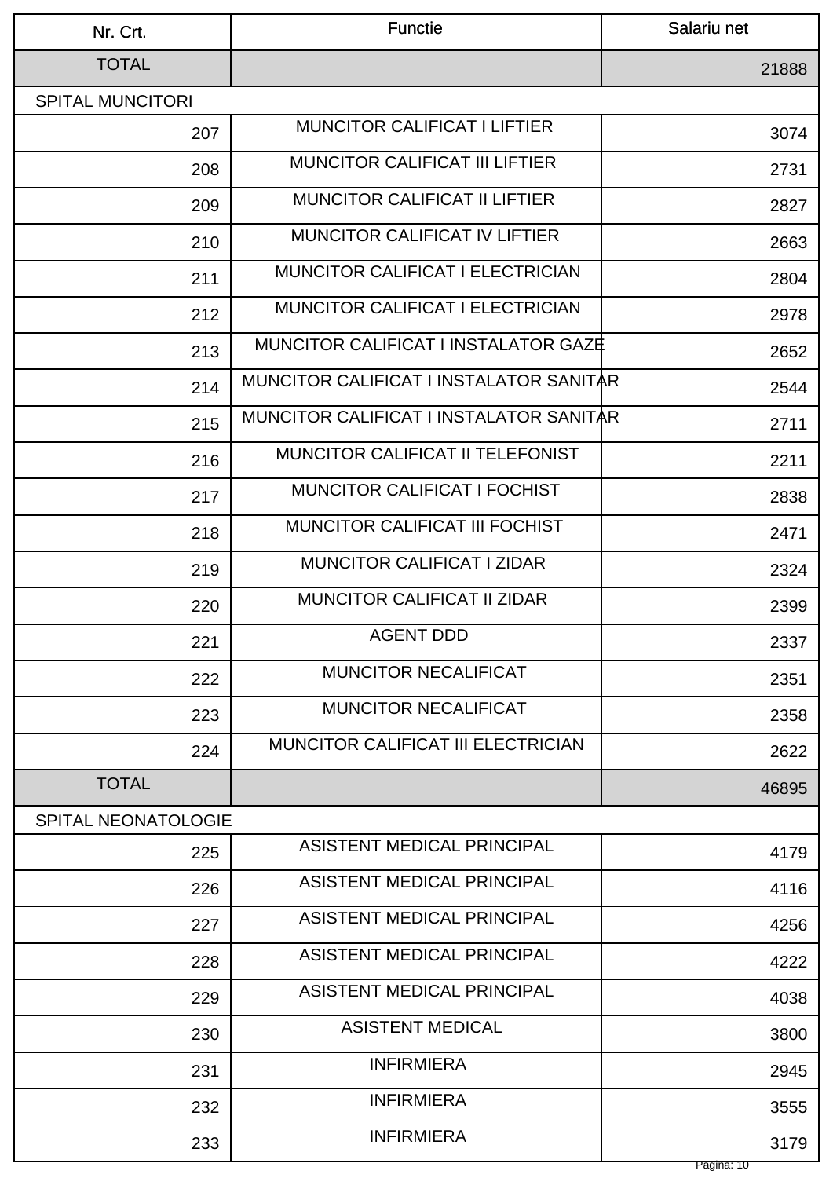| Nr. Crt. | Functie | Salariu net |
| --- | --- | --- |
| TOTAL | | 21888 |
| SPITAL MUNCITORI | | |
| 207 | MUNCITOR CALIFICAT I LIFTIER | 3074 |
| 208 | MUNCITOR CALIFICAT III LIFTIER | 2731 |
| 209 | MUNCITOR CALIFICAT II LIFTIER | 2827 |
| 210 | MUNCITOR CALIFICAT IV LIFTIER | 2663 |
| 211 | MUNCITOR CALIFICAT I ELECTRICIAN | 2804 |
| 212 | MUNCITOR CALIFICAT I ELECTRICIAN | 2978 |
| 213 | MUNCITOR CALIFICAT I INSTALATOR GAZE | 2652 |
| 214 | MUNCITOR CALIFICAT I INSTALATOR SANITAR | 2544 |
| 215 | MUNCITOR CALIFICAT I INSTALATOR SANITAR | 2711 |
| 216 | MUNCITOR CALIFICAT II TELEFONIST | 2211 |
| 217 | MUNCITOR CALIFICAT I FOCHIST | 2838 |
| 218 | MUNCITOR CALIFICAT III FOCHIST | 2471 |
| 219 | MUNCITOR CALIFICAT I ZIDAR | 2324 |
| 220 | MUNCITOR CALIFICAT II ZIDAR | 2399 |
| 221 | AGENT DDD | 2337 |
| 222 | MUNCITOR NECALIFICAT | 2351 |
| 223 | MUNCITOR NECALIFICAT | 2358 |
| 224 | MUNCITOR CALIFICAT III ELECTRICIAN | 2622 |
| TOTAL | | 46895 |
| SPITAL NEONATOLOGIE | | |
| 225 | ASISTENT MEDICAL PRINCIPAL | 4179 |
| 226 | ASISTENT MEDICAL PRINCIPAL | 4116 |
| 227 | ASISTENT MEDICAL PRINCIPAL | 4256 |
| 228 | ASISTENT MEDICAL PRINCIPAL | 4222 |
| 229 | ASISTENT MEDICAL PRINCIPAL | 4038 |
| 230 | ASISTENT MEDICAL | 3800 |
| 231 | INFIRMIERA | 2945 |
| 232 | INFIRMIERA | 3555 |
| 233 | INFIRMIERA | 3179 |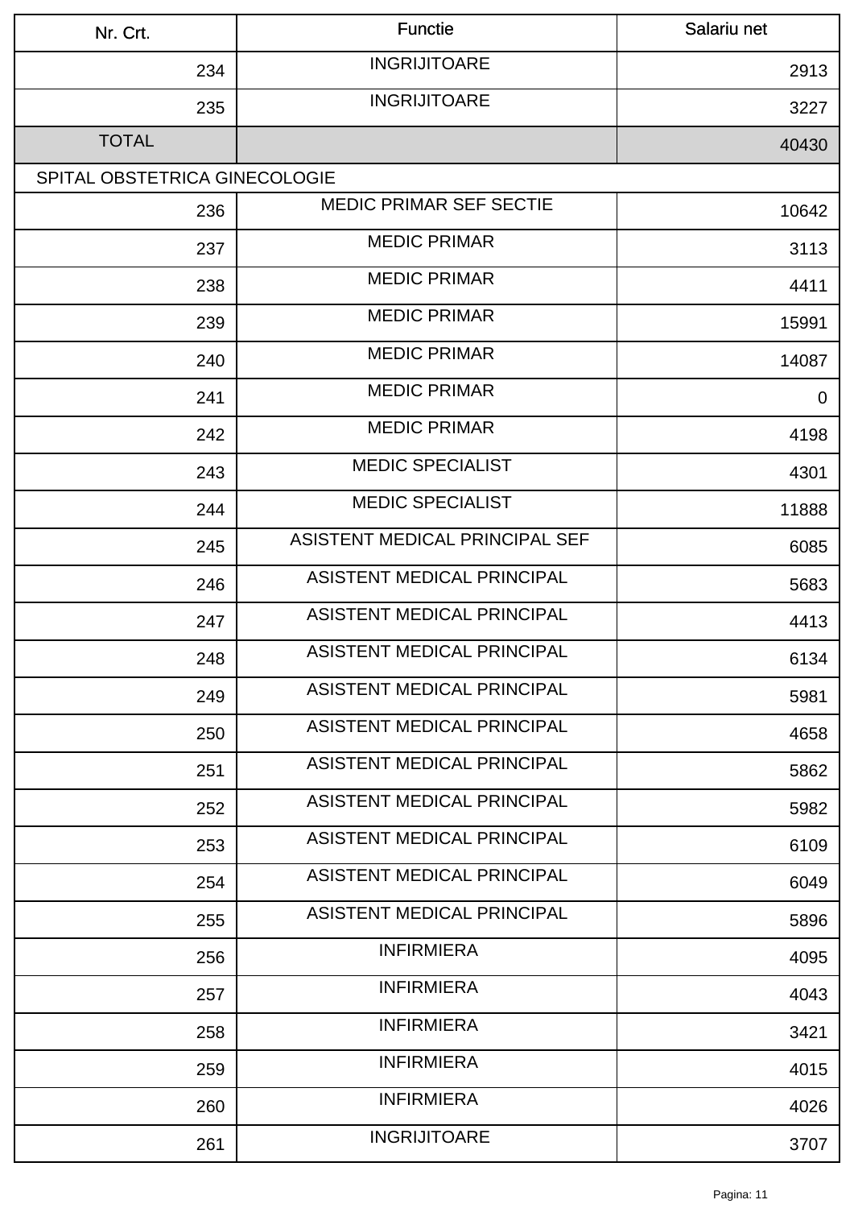| Nr. Crt. | Functie | Salariu net |
|---|---|---|
| 234 | INGRIJITOARE | 2913 |
| 235 | INGRIJITOARE | 3227 |
| TOTAL | | 40430 |
| SPITAL OBSTETRICA GINECOLOGIE | | |
| 236 | MEDIC PRIMAR SEF SECTIE | 10642 |
| 237 | MEDIC PRIMAR | 3113 |
| 238 | MEDIC PRIMAR | 4411 |
| 239 | MEDIC PRIMAR | 15991 |
| 240 | MEDIC PRIMAR | 14087 |
| 241 | MEDIC PRIMAR | 0 |
| 242 | MEDIC PRIMAR | 4198 |
| 243 | MEDIC SPECIALIST | 4301 |
| 244 | MEDIC SPECIALIST | 11888 |
| 245 | ASISTENT MEDICAL PRINCIPAL SEF | 6085 |
| 246 | ASISTENT MEDICAL PRINCIPAL | 5683 |
| 247 | ASISTENT MEDICAL PRINCIPAL | 4413 |
| 248 | ASISTENT MEDICAL PRINCIPAL | 6134 |
| 249 | ASISTENT MEDICAL PRINCIPAL | 5981 |
| 250 | ASISTENT MEDICAL PRINCIPAL | 4658 |
| 251 | ASISTENT MEDICAL PRINCIPAL | 5862 |
| 252 | ASISTENT MEDICAL PRINCIPAL | 5982 |
| 253 | ASISTENT MEDICAL PRINCIPAL | 6109 |
| 254 | ASISTENT MEDICAL PRINCIPAL | 6049 |
| 255 | ASISTENT MEDICAL PRINCIPAL | 5896 |
| 256 | INFIRMIERA | 4095 |
| 257 | INFIRMIERA | 4043 |
| 258 | INFIRMIERA | 3421 |
| 259 | INFIRMIERA | 4015 |
| 260 | INFIRMIERA | 4026 |
| 261 | INGRIJITOARE | 3707 |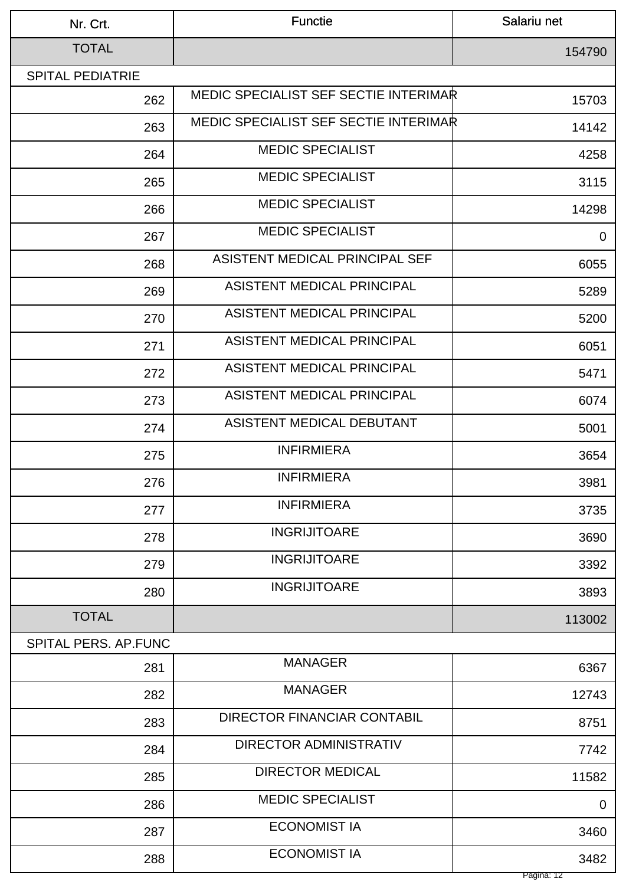| Nr. Crt. | Functie | Salariu net |
|---|---|---|
| TOTAL | | 154790 |
| SPITAL PEDIATRIE | | |
| 262 | MEDIC SPECIALIST SEF SECTIE INTERIMAR | 15703 |
| 263 | MEDIC SPECIALIST SEF SECTIE INTERIMAR | 14142 |
| 264 | MEDIC SPECIALIST | 4258 |
| 265 | MEDIC SPECIALIST | 3115 |
| 266 | MEDIC SPECIALIST | 14298 |
| 267 | MEDIC SPECIALIST | 0 |
| 268 | ASISTENT MEDICAL PRINCIPAL SEF | 6055 |
| 269 | ASISTENT MEDICAL PRINCIPAL | 5289 |
| 270 | ASISTENT MEDICAL PRINCIPAL | 5200 |
| 271 | ASISTENT MEDICAL PRINCIPAL | 6051 |
| 272 | ASISTENT MEDICAL PRINCIPAL | 5471 |
| 273 | ASISTENT MEDICAL PRINCIPAL | 6074 |
| 274 | ASISTENT MEDICAL DEBUTANT | 5001 |
| 275 | INFIRMIERA | 3654 |
| 276 | INFIRMIERA | 3981 |
| 277 | INFIRMIERA | 3735 |
| 278 | INGRIJITOARE | 3690 |
| 279 | INGRIJITOARE | 3392 |
| 280 | INGRIJITOARE | 3893 |
| TOTAL | | 113002 |
| SPITAL PERS. AP.FUNC | | |
| 281 | MANAGER | 6367 |
| 282 | MANAGER | 12743 |
| 283 | DIRECTOR FINANCIAR CONTABIL | 8751 |
| 284 | DIRECTOR ADMINISTRATIV | 7742 |
| 285 | DIRECTOR MEDICAL | 11582 |
| 286 | MEDIC SPECIALIST | 0 |
| 287 | ECONOMIST IA | 3460 |
| 288 | ECONOMIST IA | 3482 |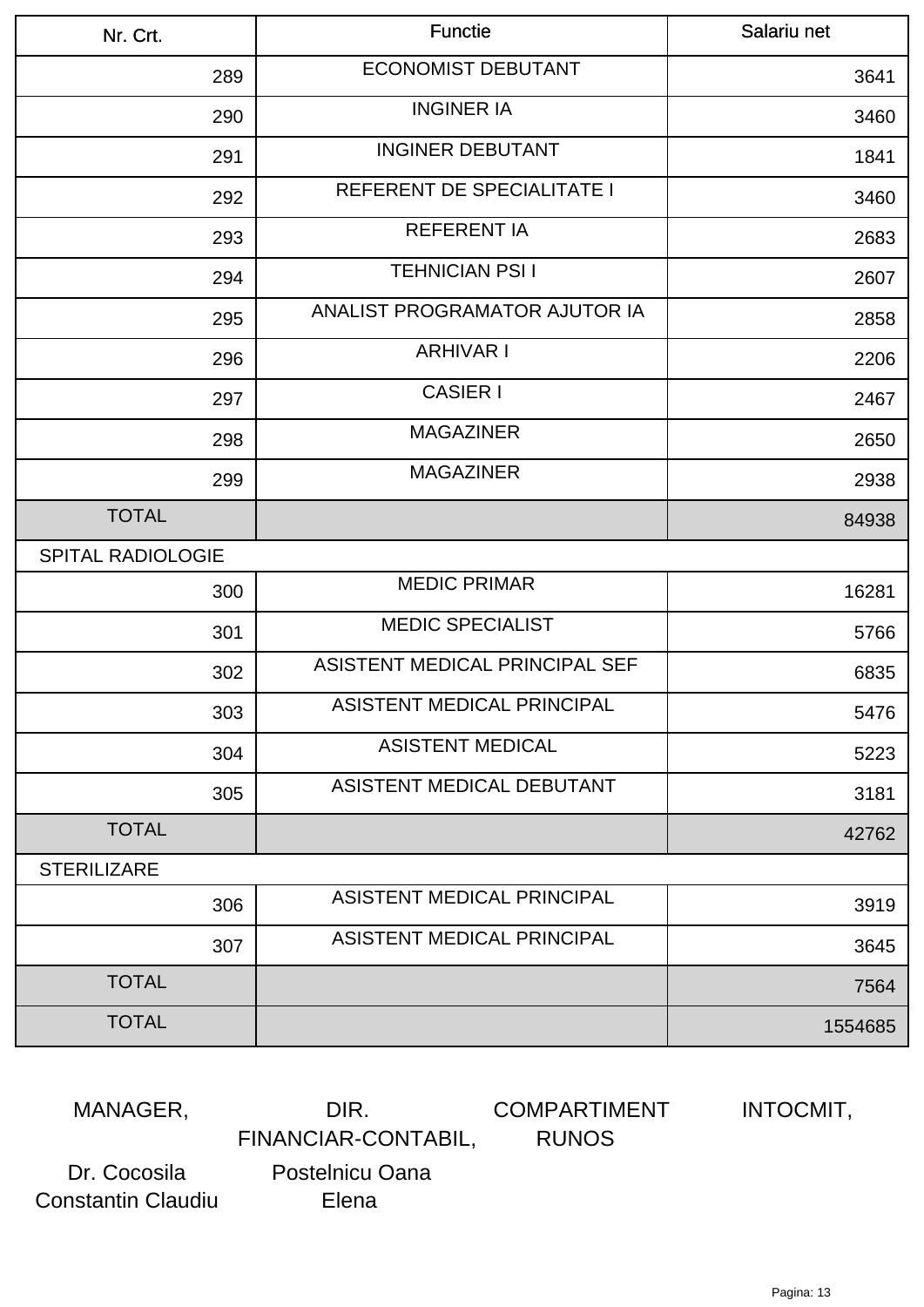| Nr. Crt. | Functie | Salariu net |
| --- | --- | --- |
| 289 | ECONOMIST DEBUTANT | 3641 |
| 290 | INGINER IA | 3460 |
| 291 | INGINER DEBUTANT | 1841 |
| 292 | REFERENT DE SPECIALITATE I | 3460 |
| 293 | REFERENT IA | 2683 |
| 294 | TEHNICIAN PSI I | 2607 |
| 295 | ANALIST PROGRAMATOR AJUTOR IA | 2858 |
| 296 | ARHIVAR I | 2206 |
| 297 | CASIER I | 2467 |
| 298 | MAGAZINER | 2650 |
| 299 | MAGAZINER | 2938 |
| TOTAL | | 84938 |
| SPITAL RADIOLOGIE | | |
| 300 | MEDIC PRIMAR | 16281 |
| 301 | MEDIC SPECIALIST | 5766 |
| 302 | ASISTENT MEDICAL PRINCIPAL SEF | 6835 |
| 303 | ASISTENT MEDICAL PRINCIPAL | 5476 |
| 304 | ASISTENT MEDICAL | 5223 |
| 305 | ASISTENT MEDICAL DEBUTANT | 3181 |
| TOTAL | | 42762 |
| STERILIZARE | | |
| 306 | ASISTENT MEDICAL PRINCIPAL | 3919 |
| 307 | ASISTENT MEDICAL PRINCIPAL | 3645 |
| TOTAL | | 7564 |
| TOTAL | | 1554685 |

| MANAGER, | DIR. FINANCIAR-CONTABIL, | COMPARTIMENT RUNOS | INTOCMIT, |
| --- | --- | --- | --- |
| Dr. Cocosila Constantin Claudiu | Postelnicu Oana Elena | | |